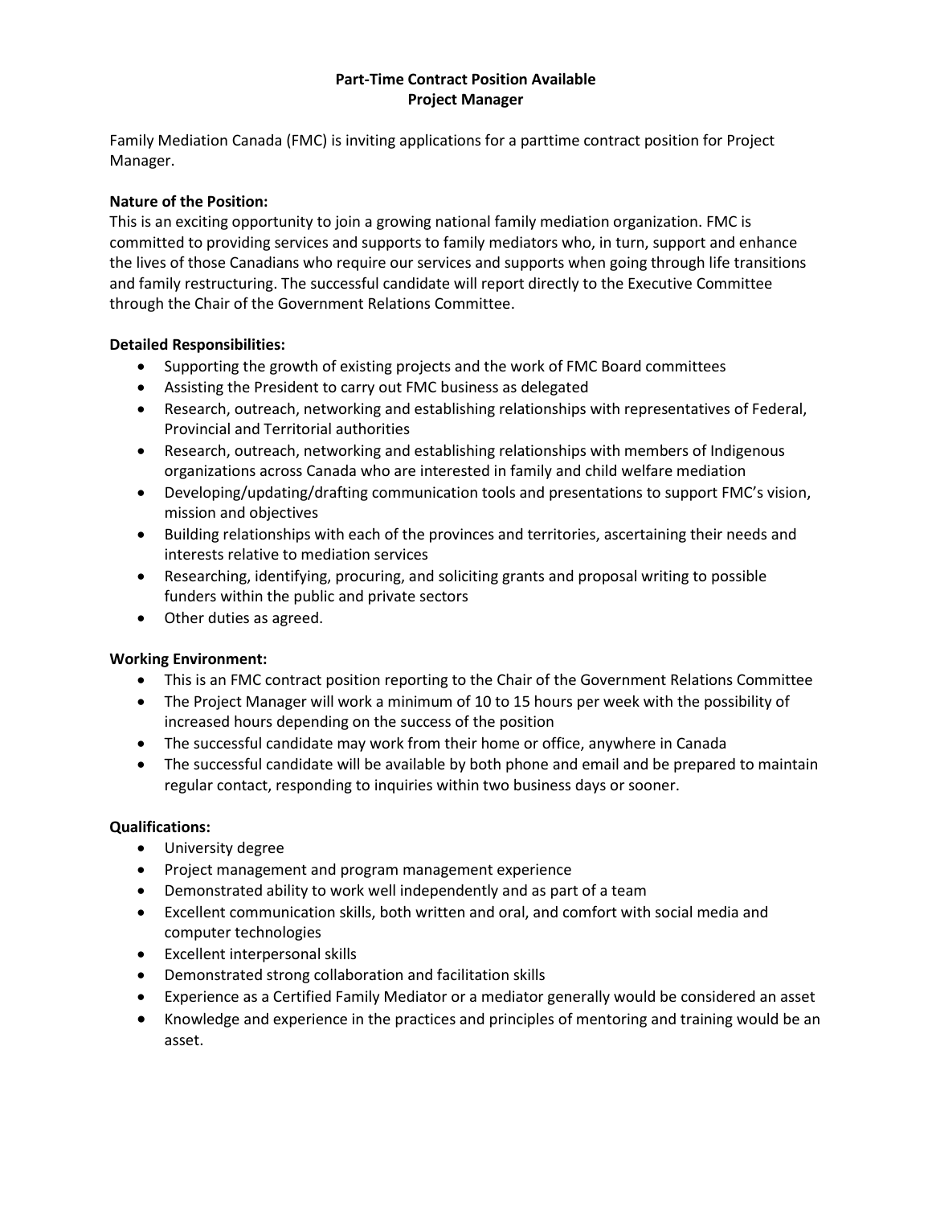# Part-Time Contract Position Available
## Project Manager

Family Mediation Canada (FMC) is inviting applications for a parttime contract position for Project Manager.

**Nature of the Position:**
This is an exciting opportunity to join a growing national family mediation organization. FMC is committed to providing services and supports to family mediators who, in turn, support and enhance the lives of those Canadians who require our services and supports when going through life transitions and family restructuring. The successful candidate will report directly to the Executive Committee through the Chair of the Government Relations Committee.

**Detailed Responsibilities:**

- Supporting the growth of existing projects and the work of FMC Board committees
- Assisting the President to carry out FMC business as delegated
- Research, outreach, networking and establishing relationships with representatives of Federal, Provincial and Territorial authorities
- Research, outreach, networking and establishing relationships with members of Indigenous organizations across Canada who are interested in family and child welfare mediation
- Developing/updating/drafting communication tools and presentations to support FMC's vision, mission and objectives
- Building relationships with each of the provinces and territories, ascertaining their needs and interests relative to mediation services
- Researching, identifying, procuring, and soliciting grants and proposal writing to possible funders within the public and private sectors
- Other duties as agreed.

**Working Environment:**

- This is an FMC contract position reporting to the Chair of the Government Relations Committee
- The Project Manager will work a minimum of 10 to 15 hours per week with the possibility of increased hours depending on the success of the position
- The successful candidate may work from their home or office, anywhere in Canada
- The successful candidate will be available by both phone and email and be prepared to maintain regular contact, responding to inquiries within two business days or sooner.

**Qualifications:**

- University degree
- Project management and program management experience
- Demonstrated ability to work well independently and as part of a team
- Excellent communication skills, both written and oral, and comfort with social media and computer technologies
- Excellent interpersonal skills
- Demonstrated strong collaboration and facilitation skills
- Experience as a Certified Family Mediator or a mediator generally would be considered an asset
- Knowledge and experience in the practices and principles of mentoring and training would be an asset.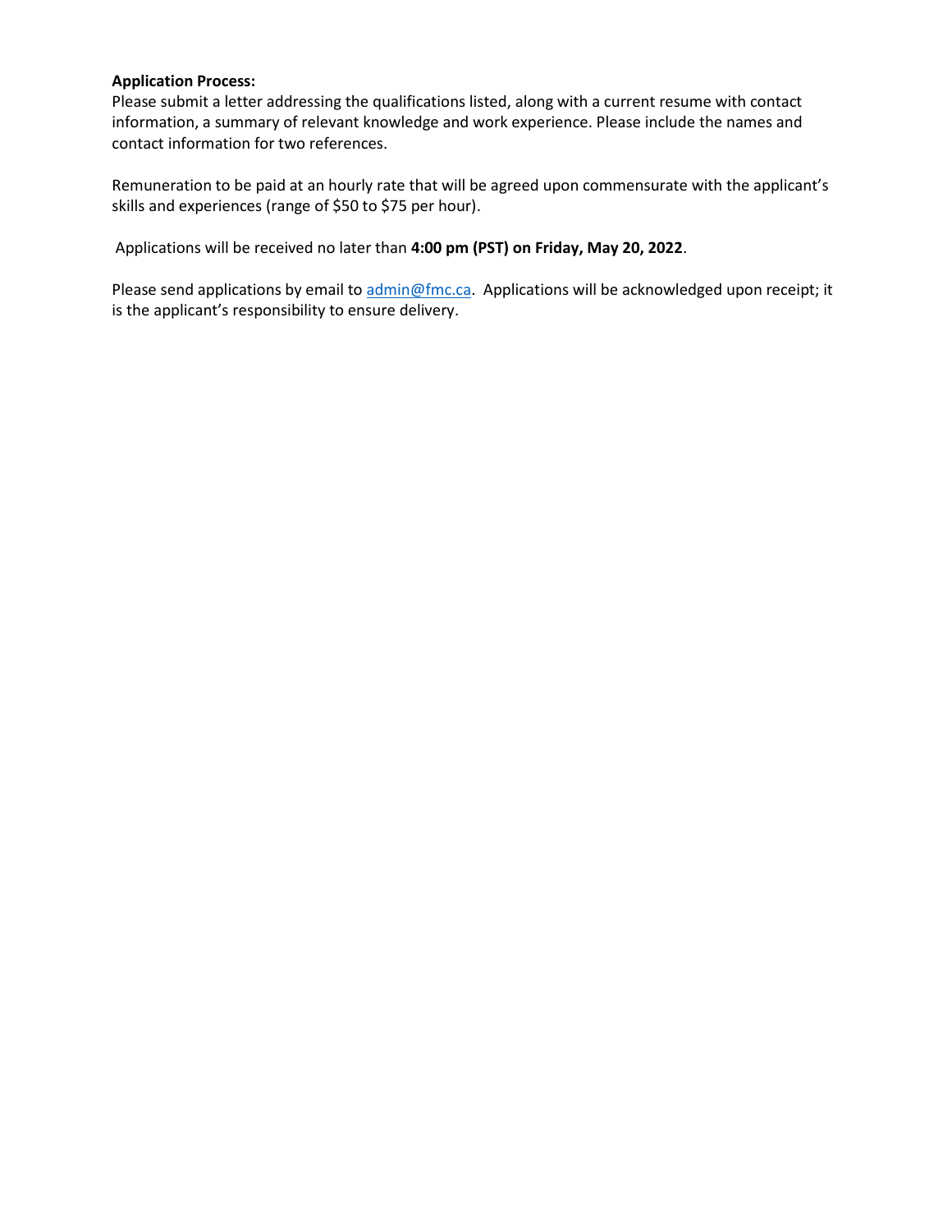**Application Process:**

Please submit a letter addressing the qualifications listed, along with a current resume with contact information, a summary of relevant knowledge and work experience. Please include the names and contact information for two references.

Remuneration to be paid at an hourly rate that will be agreed upon commensurate with the applicant's skills and experiences (range of $50 to $75 per hour).

Applications will be received no later than **4:00 pm (PST) on Friday, May 20, 2022**.

Please send applications by email to admin@fmc.ca. Applications will be acknowledged upon receipt; it is the applicant's responsibility to ensure delivery.